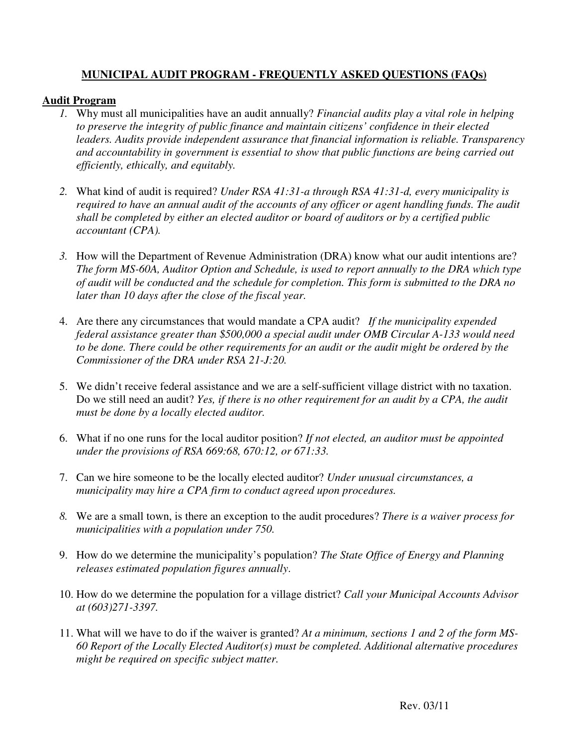**MUNICIPAL AUDIT PROGRAM - FREQUENTLY ASKED QUESTIONS (FAQs)**

**Audit Program**

1. Why must all municipalities have an audit annually? *Financial audits play a vital role in helping to preserve the integrity of public finance and maintain citizens' confidence in their elected leaders. Audits provide independent assurance that financial information is reliable. Transparency and accountability in government is essential to show that public functions are being carried out efficiently, ethically, and equitably.*

2. What kind of audit is required? *Under RSA 41:31-a through RSA 41:31-d, every municipality is required to have an annual audit of the accounts of any officer or agent handling funds. The audit shall be completed by either an elected auditor or board of auditors or by a certified public accountant (CPA).*

3. How will the Department of Revenue Administration (DRA) know what our audit intentions are? *The form MS-60A, Auditor Option and Schedule, is used to report annually to the DRA which type of audit will be conducted and the schedule for completion. This form is submitted to the DRA no later than 10 days after the close of the fiscal year.*

4. Are there any circumstances that would mandate a CPA audit? *If the municipality expended federal assistance greater than $500,000 a special audit under OMB Circular A-133 would need to be done. There could be other requirements for an audit or the audit might be ordered by the Commissioner of the DRA under RSA 21-J:20.*

5. We didn't receive federal assistance and we are a self-sufficient village district with no taxation. Do we still need an audit? *Yes, if there is no other requirement for an audit by a CPA, the audit must be done by a locally elected auditor.*

6. What if no one runs for the local auditor position? *If not elected, an auditor must be appointed under the provisions of RSA 669:68, 670:12, or 671:33.*

7. Can we hire someone to be the locally elected auditor? *Under unusual circumstances, a municipality may hire a CPA firm to conduct agreed upon procedures.*

8. We are a small town, is there an exception to the audit procedures? *There is a waiver process for municipalities with a population under 750.*

9. How do we determine the municipality's population? *The State Office of Energy and Planning releases estimated population figures annually*.

10. How do we determine the population for a village district? *Call your Municipal Accounts Advisor at (603)271-3397.*

11. What will we have to do if the waiver is granted? *At a minimum, sections 1 and 2 of the form MS-60 Report of the Locally Elected Auditor(s) must be completed. Additional alternative procedures might be required on specific subject matter.*

Rev. 03/11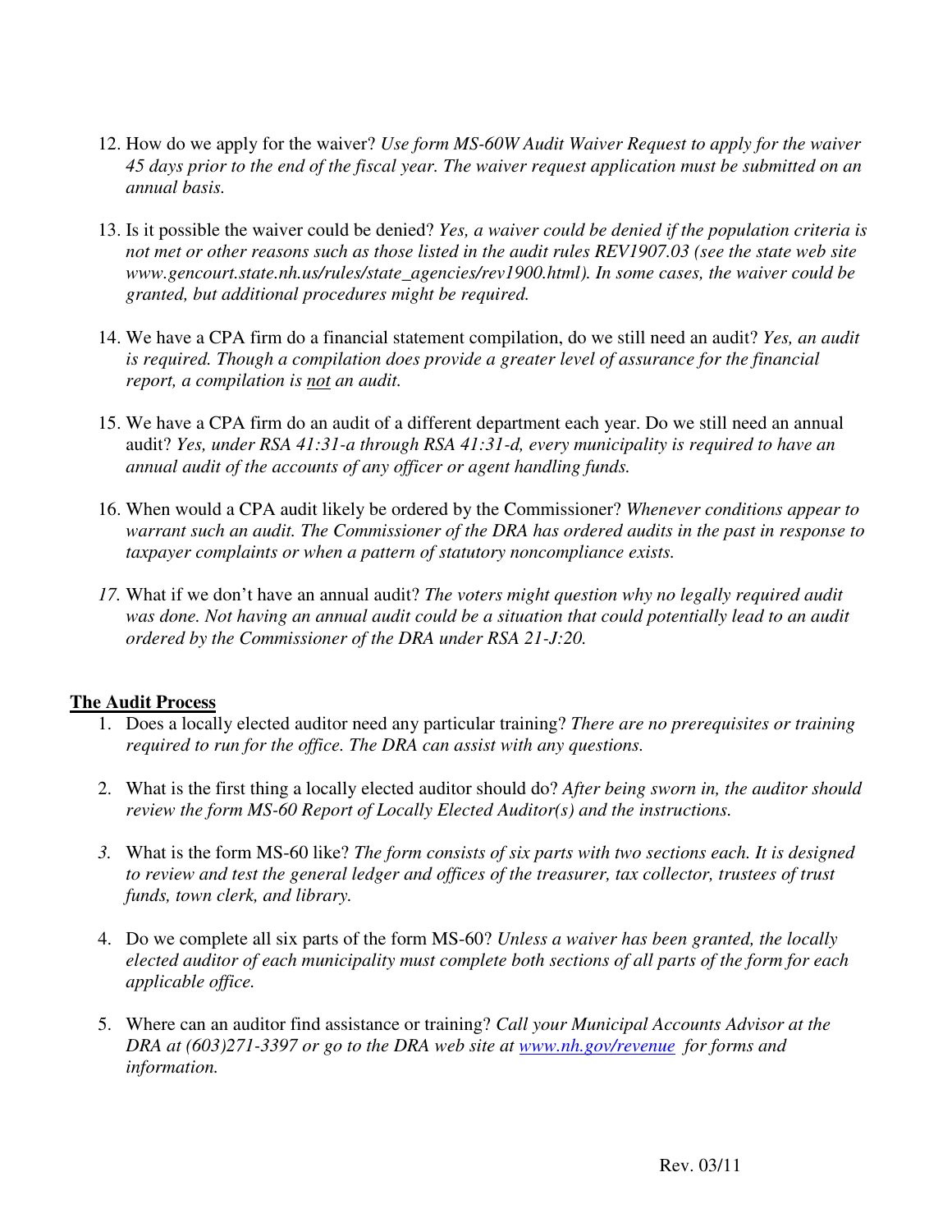12. How do we apply for the waiver? *Use form MS-60W Audit Waiver Request to apply for the waiver 45 days prior to the end of the fiscal year. The waiver request application must be submitted on an annual basis.*

13. Is it possible the waiver could be denied? *Yes, a waiver could be denied if the population criteria is not met or other reasons such as those listed in the audit rules REV1907.03 (see the state web site www.gencourt.state.nh.us/rules/state_agencies/rev1900.html). In some cases, the waiver could be granted, but additional procedures might be required.*

14. We have a CPA firm do a financial statement compilation, do we still need an audit? *Yes, an audit is required. Though a compilation does provide a greater level of assurance for the financial report, a compilation is <u>not</u> an audit.*

15. We have a CPA firm do an audit of a different department each year. Do we still need an annual audit? *Yes, under RSA 41:31-a through RSA 41:31-d, every municipality is required to have an annual audit of the accounts of any officer or agent handling funds.*

16. When would a CPA audit likely be ordered by the Commissioner? *Whenever conditions appear to warrant such an audit. The Commissioner of the DRA has ordered audits in the past in response to taxpayer complaints or when a pattern of statutory noncompliance exists.*

17. What if we don't have an annual audit? *The voters might question why no legally required audit was done. Not having an annual audit could be a situation that could potentially lead to an audit ordered by the Commissioner of the DRA under RSA 21-J:20.*

## <u>The Audit Process</u>

1. Does a locally elected auditor need any particular training? *There are no prerequisites or training required to run for the office. The DRA can assist with any questions.*

2. What is the first thing a locally elected auditor should do? *After being sworn in, the auditor should review the form MS-60 Report of Locally Elected Auditor(s) and the instructions.*

3. What is the form MS-60 like? *The form consists of six parts with two sections each. It is designed to review and test the general ledger and offices of the treasurer, tax collector, trustees of trust funds, town clerk, and library.*

4. Do we complete all six parts of the form MS-60? *Unless a waiver has been granted, the locally elected auditor of each municipality must complete both sections of all parts of the form for each applicable office.*

5. Where can an auditor find assistance or training? *Call your Municipal Accounts Advisor at the DRA at (603)271-3397 or go to the DRA web site at [www.nh.gov/revenue](http://www.nh.gov/revenue) for forms and information.*

Rev. 03/11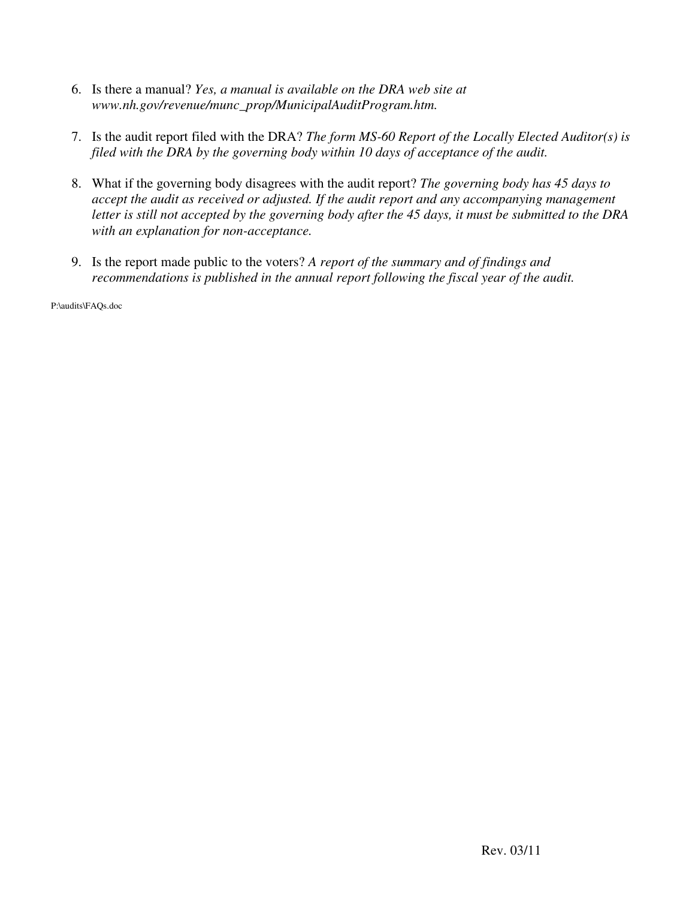6. Is there a manual? *Yes, a manual is available on the DRA web site at www.nh.gov/revenue/munc_prop/MunicipalAuditProgram.htm.*

7. Is the audit report filed with the DRA? *The form MS-60 Report of the Locally Elected Auditor(s) is filed with the DRA by the governing body within 10 days of acceptance of the audit.*

8. What if the governing body disagrees with the audit report? *The governing body has 45 days to accept the audit as received or adjusted. If the audit report and any accompanying management letter is still not accepted by the governing body after the 45 days, it must be submitted to the DRA with an explanation for non-acceptance.*

9. Is the report made public to the voters? *A report of the summary and of findings and recommendations is published in the annual report following the fiscal year of the audit.*

P:\audits\FAQs.doc

Rev. 03/11